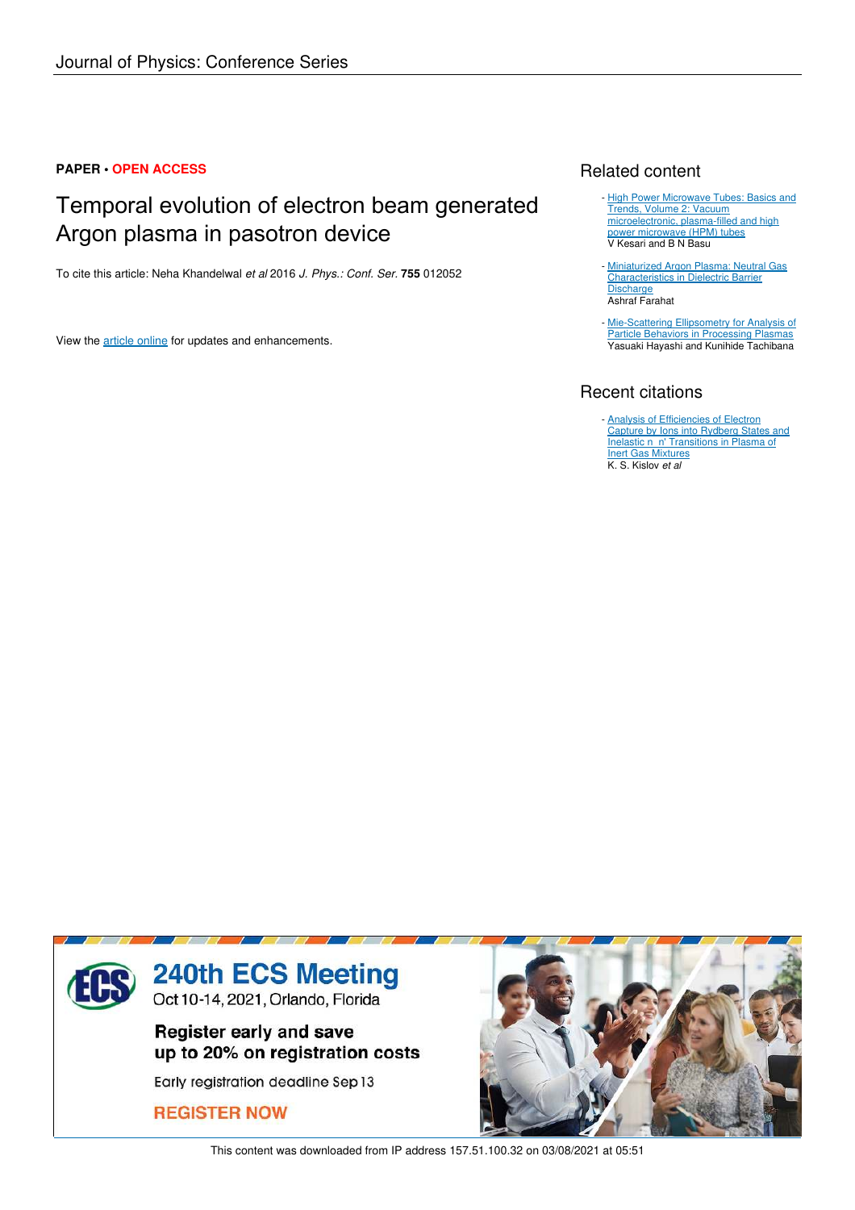Journal of Physics: Conference Series

**PAPER** • **OPEN ACCESS**

# Temporal evolution of electron beam generated Argon plasma in pasotron device

To cite this article: Neha Khandelwal *et al* 2016 *J. Phys.: Conf. Ser.* **755** 012052

View the article online for updates and enhancements.

## Related content

- High Power Microwave Tubes: Basics and Trends, Volume 2: Vacuum microelectronic, plasma-filled and high power microwave (HPM) tubes
  V Kesari and B N Basu

- Miniaturized Argon Plasma: Neutral Gas Characteristics in Dielectric Barrier Discharge
  Ashraf Farahat

- Mie-Scattering Ellipsometry for Analysis of Particle Behaviors in Processing Plasmas
  Yasuaki Hayashi and Kunihide Tachibana

## Recent citations

- Analysis of Efficiencies of Electron Capture by Ions into Rydberg States and Inelastic n n' Transitions in Plasma of Inert Gas Mixtures
  K. S. Kislov *et al*

240th ECS Meeting
Oct 10-14, 2021, Orlando, Florida

Register early and save up to 20% on registration costs

Early registration deadline Sep 13

REGISTER NOW

This content was downloaded from IP address 157.51.100.32 on 03/08/2021 at 05:51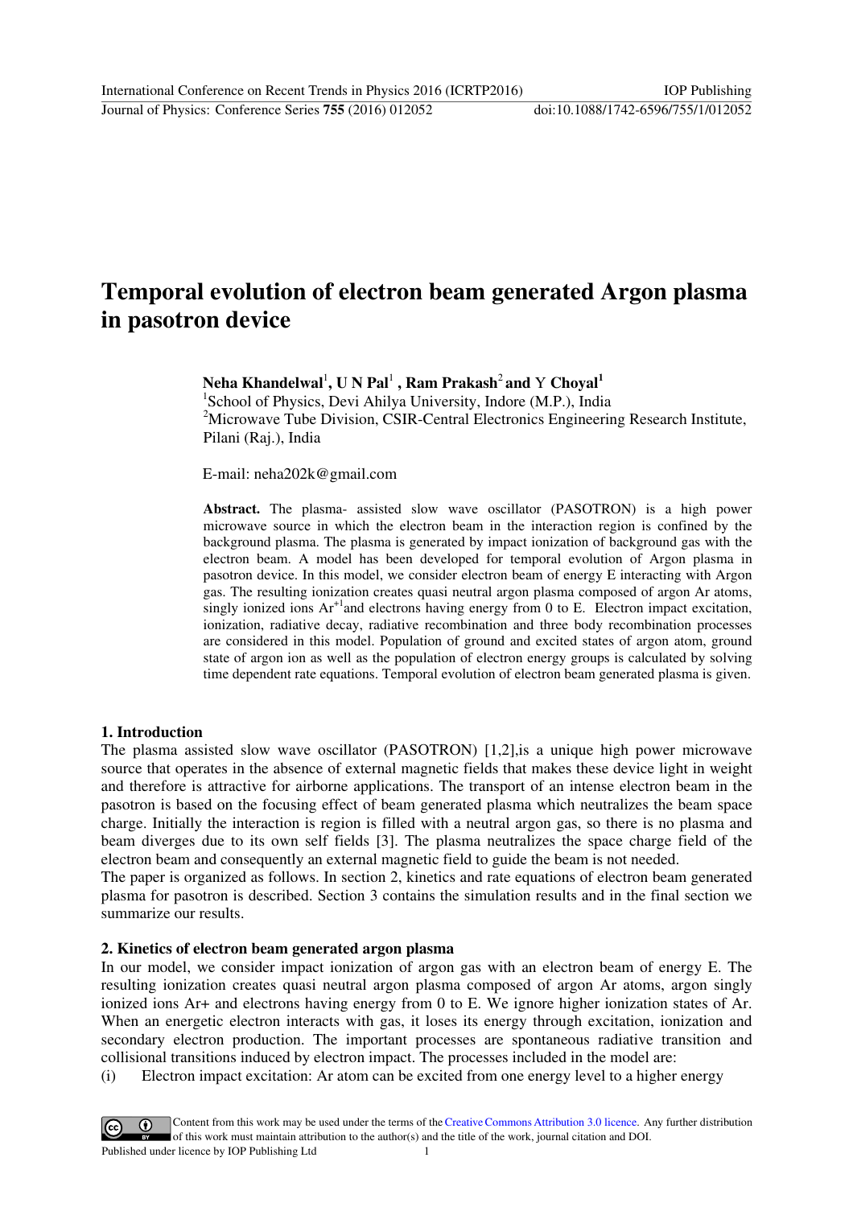# Temporal evolution of electron beam generated Argon plasma in pasotron device

**Neha Khandelwal**[1], **U N Pal**[1] , **Ram Prakash**[2] **and** Y **Choyal**[1]

[1]School of Physics, Devi Ahilya University, Indore (M.P.), India

[2]Microwave Tube Division, CSIR-Central Electronics Engineering Research Institute, Pilani (Raj.), India

E-mail: neha202k@gmail.com

**Abstract.** The plasma- assisted slow wave oscillator (PASOTRON) is a high power microwave source in which the electron beam in the interaction region is confined by the background plasma. The plasma is generated by impact ionization of background gas with the electron beam. A model has been developed for temporal evolution of Argon plasma in pasotron device. In this model, we consider electron beam of energy E interacting with Argon gas. The resulting ionization creates quasi neutral argon plasma composed of argon Ar atoms, singly ionized ions $Ar^{+1}$and electrons having energy from 0 to E. Electron impact excitation, ionization, radiative decay, radiative recombination and three body recombination processes are considered in this model. Population of ground and excited states of argon atom, ground state of argon ion as well as the population of electron energy groups is calculated by solving time dependent rate equations. Temporal evolution of electron beam generated plasma is given.

## 1. Introduction

The plasma assisted slow wave oscillator (PASOTRON) [1,2],is a unique high power microwave source that operates in the absence of external magnetic fields that makes these device light in weight and therefore is attractive for airborne applications. The transport of an intense electron beam in the pasotron is based on the focusing effect of beam generated plasma which neutralizes the beam space charge. Initially the interaction is region is filled with a neutral argon gas, so there is no plasma and beam diverges due to its own self fields [3]. The plasma neutralizes the space charge field of the electron beam and consequently an external magnetic field to guide the beam is not needed.

The paper is organized as follows. In section 2, kinetics and rate equations of electron beam generated plasma for pasotron is described. Section 3 contains the simulation results and in the final section we summarize our results.

## 2. Kinetics of electron beam generated argon plasma

In our model, we consider impact ionization of argon gas with an electron beam of energy E. The resulting ionization creates quasi neutral argon plasma composed of argon Ar atoms, argon singly ionized ions Ar+ and electrons having energy from 0 to E. We ignore higher ionization states of Ar. When an energetic electron interacts with gas, it loses its energy through excitation, ionization and secondary electron production. The important processes are spontaneous radiative transition and collisional transitions induced by electron impact. The processes included in the model are:

(i) Electron impact excitation: Ar atom can be excited from one energy level to a higher energy

Content from this work may be used under the terms of the Creative Commons Attribution 3.0 licence. Any further distribution of this work must maintain attribution to the author(s) and the title of the work, journal citation and DOI.

Published under licence by IOP Publishing Ltd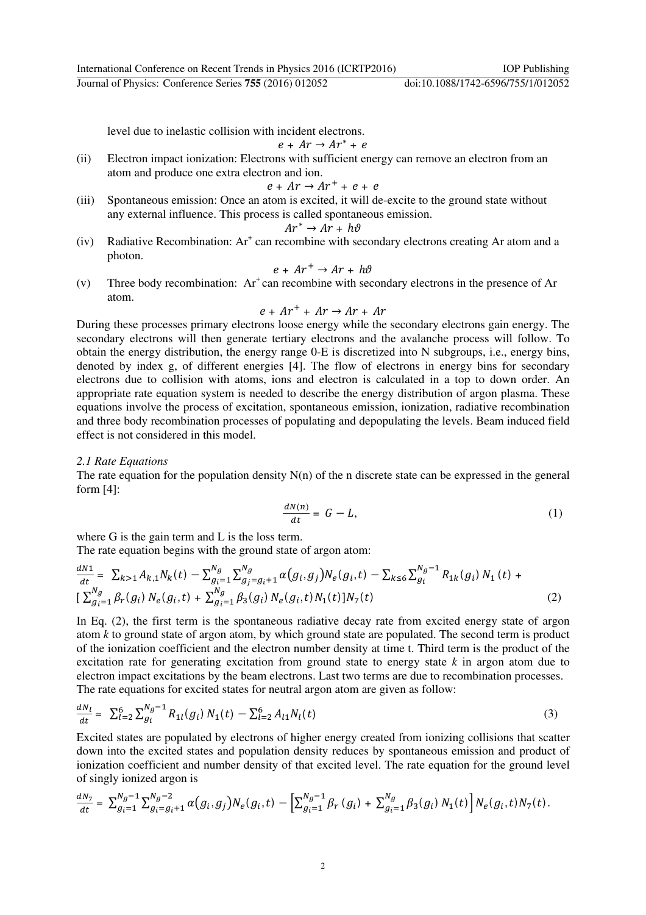level due to inelastic collision with incident electrons.

$$e + Ar \rightarrow Ar^{*} + e$$

(ii) Electron impact ionization: Electrons with sufficient energy can remove an electron from an atom and produce one extra electron and ion.

$$e + Ar \rightarrow Ar^{+} + e + e$$

(iii) Spontaneous emission: Once an atom is excited, it will de-excite to the ground state without any external influence. This process is called spontaneous emission.

$$Ar^{*} \rightarrow Ar + h\vartheta$$

(iv) Radiative Recombination: $Ar^{+}$ can recombine with secondary electrons creating Ar atom and a photon.

$$e + Ar^{+} \rightarrow Ar + h\vartheta$$

(v) Three body recombination: $Ar^{+}$ can recombine with secondary electrons in the presence of Ar atom.

$$e + Ar^{+} + Ar \rightarrow Ar + Ar$$

During these processes primary electrons loose energy while the secondary electrons gain energy. The secondary electrons will then generate tertiary electrons and the avalanche process will follow. To obtain the energy distribution, the energy range 0-E is discretized into N subgroups, i.e., energy bins, denoted by index g, of different energies [4]. The flow of electrons in energy bins for secondary electrons due to collision with atoms, ions and electron is calculated in a top to down order. An appropriate rate equation system is needed to describe the energy distribution of argon plasma. These equations involve the process of excitation, spontaneous emission, ionization, radiative recombination and three body recombination processes of populating and depopulating the levels. Beam induced field effect is not considered in this model.

### *2.1 Rate Equations*

The rate equation for the population density N(n) of the n discrete state can be expressed in the general form [4]:

$$\frac{dN(n)}{dt} = G - L, \tag{1}$$

where G is the gain term and L is the loss term.

The rate equation begins with the ground state of argon atom:

$$\frac{dN1}{dt} = \sum_{k>1} A_{k,1} N_k(t) - \sum_{g_i=1}^{N_g} \sum_{g_j=g_i+1}^{N_g} \alpha(g_i, g_j) N_e(g_i, t) - \sum_{k\leq 6} \sum_{g_i}^{N_g-1} R_{1k}(g_i)\, N_1(t) + \left[\sum_{g_i=1}^{N_g} \beta_r(g_i)\, N_e(g_i, t) + \sum_{g_i=1}^{N_g} \beta_3(g_i)\, N_e(g_i, t) N_1(t)\right] N_7(t) \tag{2}$$

In Eq. (2), the first term is the spontaneous radiative decay rate from excited energy state of argon atom *k* to ground state of argon atom, by which ground state are populated. The second term is product of the ionization coefficient and the electron number density at time t. Third term is the product of the excitation rate for generating excitation from ground state to energy state *k* in argon atom due to electron impact excitations by the beam electrons. Last two terms are due to recombination processes. The rate equations for excited states for neutral argon atom are given as follow:

$$\frac{dN_l}{dt} = \sum_{l=2}^{6} \sum_{g_i}^{N_g-1} R_{1l}(g_i)\, N_1(t) - \sum_{l=2}^{6} A_{l1} N_l(t) \tag{3}$$

Excited states are populated by electrons of higher energy created from ionizing collisions that scatter down into the excited states and population density reduces by spontaneous emission and product of ionization coefficient and number density of that excited level. The rate equation for the ground level of singly ionized argon is

$$\frac{dN_7}{dt} = \sum_{g_i=1}^{N_g-1} \sum_{g_i=g_i+1}^{N_g-2} \alpha(g_i, g_j) N_e(g_i, t) - \left[\sum_{g_i=1}^{N_g-1} \beta_r(g_i) + \sum_{g_i=1}^{N_g} \beta_3(g_i)\, N_1(t)\right] N_e(g_i, t) N_7(t).$$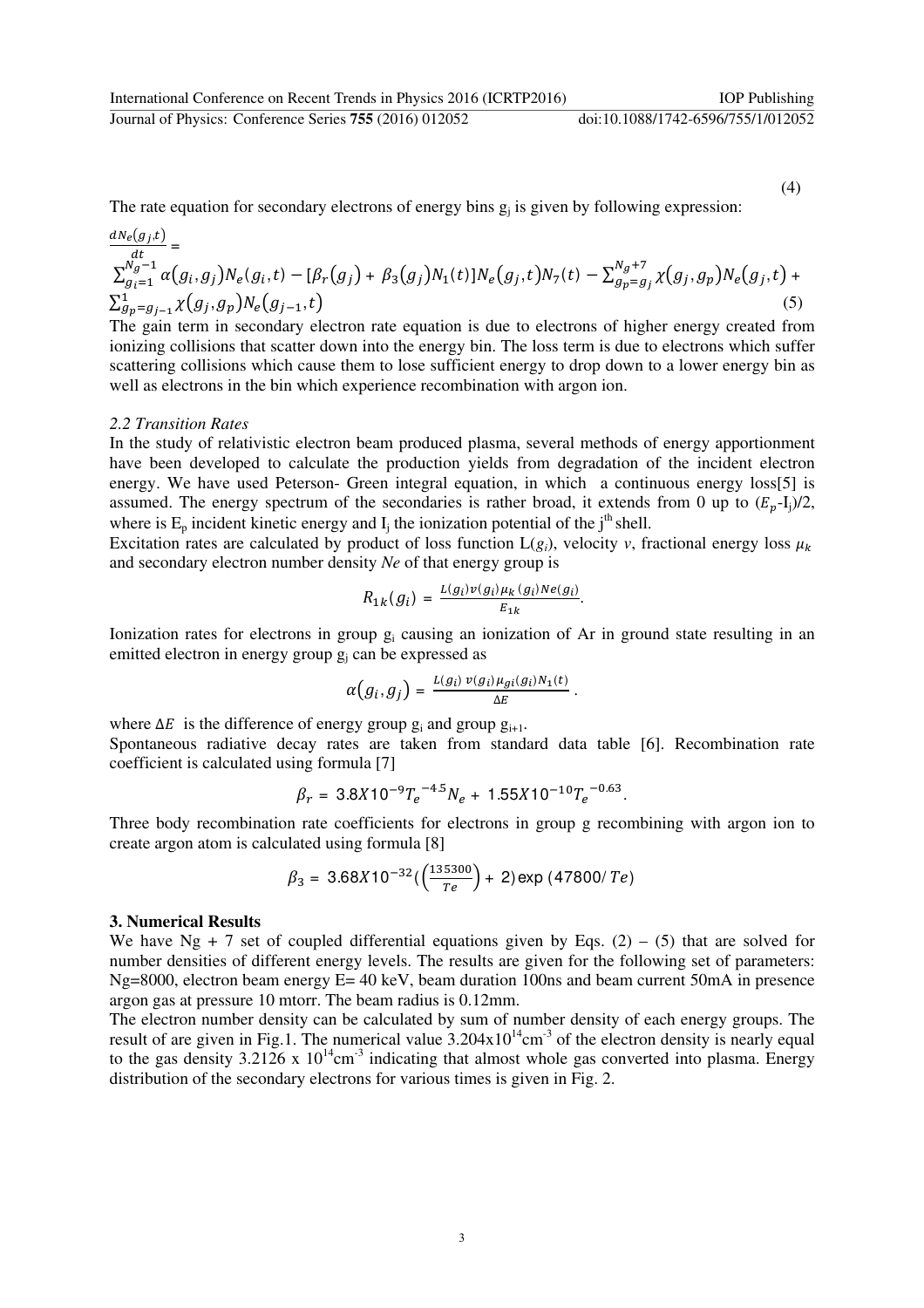(4)

The rate equation for secondary electrons of energy bins $g_j$ is given by following expression:

$$\frac{dN_e(g_j,t)}{dt} = \sum_{g_i=1}^{N_g-1} \alpha(g_i,g_j)N_e(g_i,t) - [\beta_r(g_j) + \beta_3(g_j)N_1(t)]N_e(g_j,t)N_7(t) - \sum_{g_p=g_j}^{N_g+7} \chi(g_j,g_p)N_e(g_j,t) + \sum_{g_p=g_{j-1}}^{1} \chi(g_j,g_p)N_e(g_{j-1},t) \tag{5}$$

The gain term in secondary electron rate equation is due to electrons of higher energy created from ionizing collisions that scatter down into the energy bin. The loss term is due to electrons which suffer scattering collisions which cause them to lose sufficient energy to drop down to a lower energy bin as well as electrons in the bin which experience recombination with argon ion.

*2.2 Transition Rates*

In the study of relativistic electron beam produced plasma, several methods of energy apportionment have been developed to calculate the production yields from degradation of the incident electron energy. We have used Peterson- Green integral equation, in which a continuous energy loss[5] is assumed. The energy spectrum of the secondaries is rather broad, it extends from 0 up to $(E_p$-$I_j)/2$, where is $E_p$ incident kinetic energy and $I_j$ the ionization potential of the $j^{th}$ shell.

Excitation rates are calculated by product of loss function $L(g_i)$, velocity $v$, fractional energy loss $\mu_k$ and secondary electron number density $Ne$ of that energy group is

$$R_{1k}(g_i) = \frac{L(g_i)v(g_i)\mu_k(g_i)Ne(g_i)}{E_{1k}}.$$

Ionization rates for electrons in group $g_i$ causing an ionization of Ar in ground state resulting in an emitted electron in energy group $g_j$ can be expressed as

$$\alpha(g_i,g_j) = \frac{L(g_i)\,v(g_i)\mu_{gi}(g_i)N_1(t)}{\Delta E}.$$

where $\Delta E$ is the difference of energy group $g_i$ and group $g_{i+1}$.

Spontaneous radiative decay rates are taken from standard data table [6]. Recombination rate coefficient is calculated using formula [7]

$$\beta_r = 3.8X10^{-9}T_e^{-4.5}N_e + 1.55X10^{-10}T_e^{-0.63}.$$

Three body recombination rate coefficients for electrons in group g recombining with argon ion to create argon atom is calculated using formula [8]

$$\beta_3 = 3.68X10^{-32}(\left(\frac{135300}{Te}\right) + 2)\exp\,(47800/\,Te)$$

## 3. Numerical Results

We have Ng + 7 set of coupled differential equations given by Eqs. (2) – (5) that are solved for number densities of different energy levels. The results are given for the following set of parameters: Ng=8000, electron beam energy E= 40 keV, beam duration 100ns and beam current 50mA in presence argon gas at pressure 10 mtorr. The beam radius is 0.12mm.

The electron number density can be calculated by sum of number density of each energy groups. The result of are given in Fig.1. The numerical value $3.204\text{x}10^{14}\text{cm}^{-3}$ of the electron density is nearly equal to the gas density $3.2126 \text{ x } 10^{14}\text{cm}^{-3}$ indicating that almost whole gas converted into plasma. Energy distribution of the secondary electrons for various times is given in Fig. 2.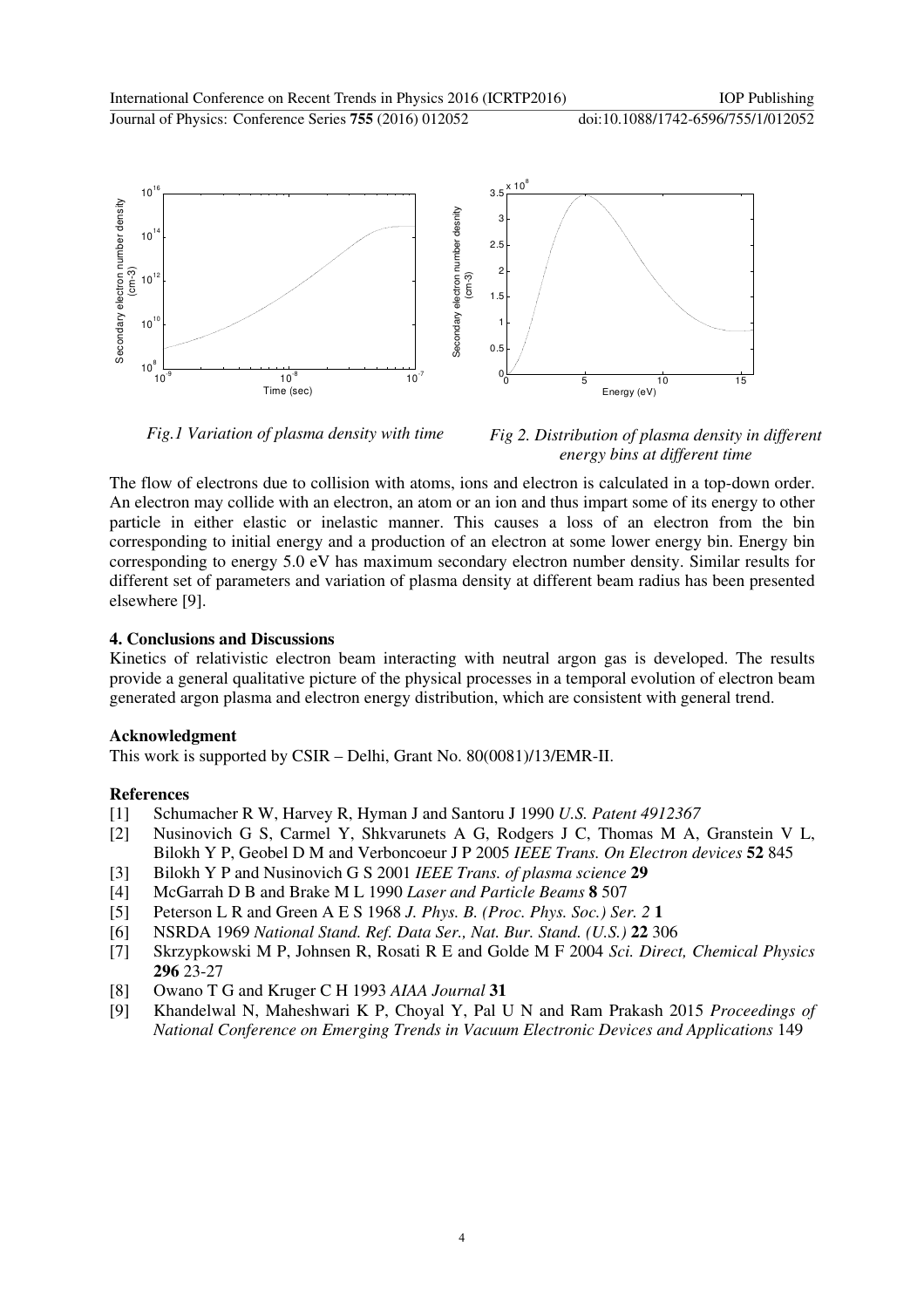Secondary electron number density (cm-3)

$10^{16}$

$10^{14}$

$10^{12}$

$10^{10}$

$10^{8}$

$10^{-9}$ $10^{-8}$ $10^{-7}$

Time (sec)

*Fig.1 Variation of plasma density with time*

Secondary electron number desnity (cm-3)

3.5 x $10^{8}$

3

2.5

2

1.5

1

0.5

0

0 5 10 15

Energy (eV)

*Fig 2. Distribution of plasma density in different energy bins at different time*

The flow of electrons due to collision with atoms, ions and electron is calculated in a top-down order. An electron may collide with an electron, an atom or an ion and thus impart some of its energy to other particle in either elastic or inelastic manner. This causes a loss of an electron from the bin corresponding to initial energy and a production of an electron at some lower energy bin. Energy bin corresponding to energy 5.0 eV has maximum secondary electron number density. Similar results for different set of parameters and variation of plasma density at different beam radius has been presented elsewhere [9].

## 4. Conclusions and Discussions

Kinetics of relativistic electron beam interacting with neutral argon gas is developed. The results provide a general qualitative picture of the physical processes in a temporal evolution of electron beam generated argon plasma and electron energy distribution, which are consistent with general trend.

### Acknowledgment

This work is supported by CSIR – Delhi, Grant No. 80(0081)/13/EMR-II.

### References

[1] Schumacher R W, Harvey R, Hyman J and Santoru J 1990 *U.S. Patent 4912367*

[2] Nusinovich G S, Carmel Y, Shkvarunets A G, Rodgers J C, Thomas M A, Granstein V L, Bilokh Y P, Geobel D M and Verboncoeur J P 2005 *IEEE Trans. On Electron devices* **52** 845

[3] Bilokh Y P and Nusinovich G S 2001 *IEEE Trans. of plasma science* **29**

[4] McGarrah D B and Brake M L 1990 *Laser and Particle Beams* **8** 507

[5] Peterson L R and Green A E S 1968 *J. Phys. B. (Proc. Phys. Soc.) Ser. 2* **1**

[6] NSRDA 1969 *National Stand. Ref. Data Ser., Nat. Bur. Stand. (U.S.)* **22** 306

[7] Skrzypkowski M P, Johnsen R, Rosati R E and Golde M F 2004 *Sci. Direct, Chemical Physics* **296** 23-27

[8] Owano T G and Kruger C H 1993 *AIAA Journal* **31**

[9] Khandelwal N, Maheshwari K P, Choyal Y, Pal U N and Ram Prakash 2015 *Proceedings of National Conference on Emerging Trends in Vacuum Electronic Devices and Applications* 149